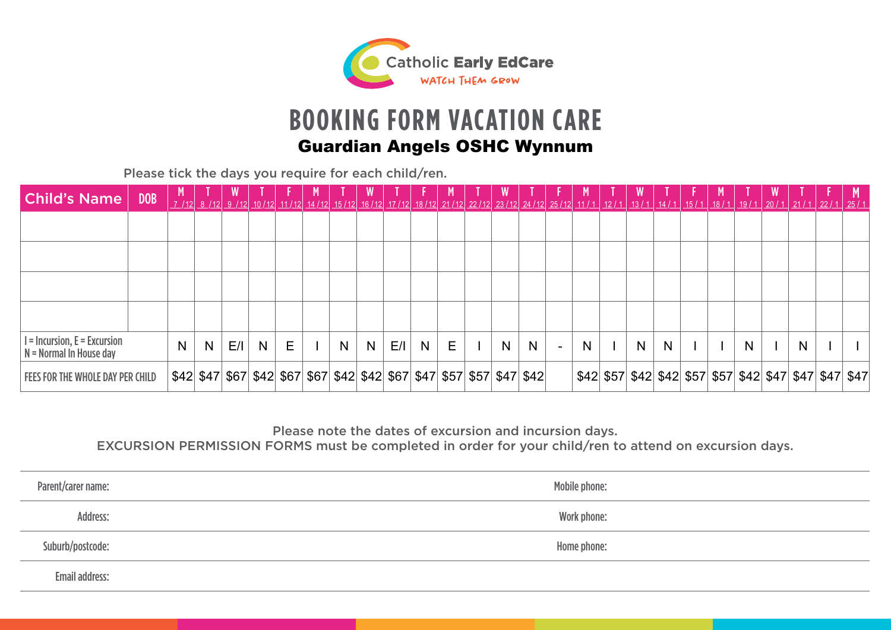Catholic **Early EdCare**

WATCH THEM GROW

# BOOKING FORM VACATION CARE

## Guardian Angels OSHC Wynnum

Please tick the days you require for each child/ren.

| Child's Name | DOB | M 7/12 | T 8/12 | W 9/12 | T 10/12 | F 11/12 | M 14/12 | T 15/12 | W 16/12 | T 17/12 | F 18/12 | M 21/12 | T 22/12 | W 23/12 | T 24/12 | F 25/12 | M 11/1 | T 12/1 | W 13/1 | T 14/1 | F 15/1 | M 18/1 | T 19/1 | W 20/1 | T 21/1 | F 22/1 | M 25/1 |
|---|---|---|---|---|---|---|---|---|---|---|---|---|---|---|---|---|---|---|---|---|---|---|---|---|---|---|---|
| | | | | | | | | | | | | | | | | | | | | | | | | | | | |
| | | | | | | | | | | | | | | | | | | | | | | | | | | | |
| | | | | | | | | | | | | | | | | | | | | | | | | | | | |
| | | | | | | | | | | | | | | | | | | | | | | | | | | | |
| I = Incursion, E = Excursion N = Normal In House day | | N | N | E/I | N | E | I | N | N | E/I | N | E | I | N | N | - | N | I | N | N | I | I | N | I | N | I | I |
| FEES FOR THE WHOLE DAY PER CHILD | | $42 | $47 | $67 | $42 | $67 | $67 | $42 | $42 | $67 | $47 | $57 | $57 | $47 | $42 | | $42 | $57 | $42 | $42 | $57 | $57 | $42 | $47 | $47 | $47 | $47 |

Please note the dates of excursion and incursion days.
EXCURSION PERMISSION FORMS must be completed in order for your child/ren to attend on excursion days.

Parent/carer name: Mobile phone:

Address: Work phone:

Suburb/postcode: Home phone:

Email address: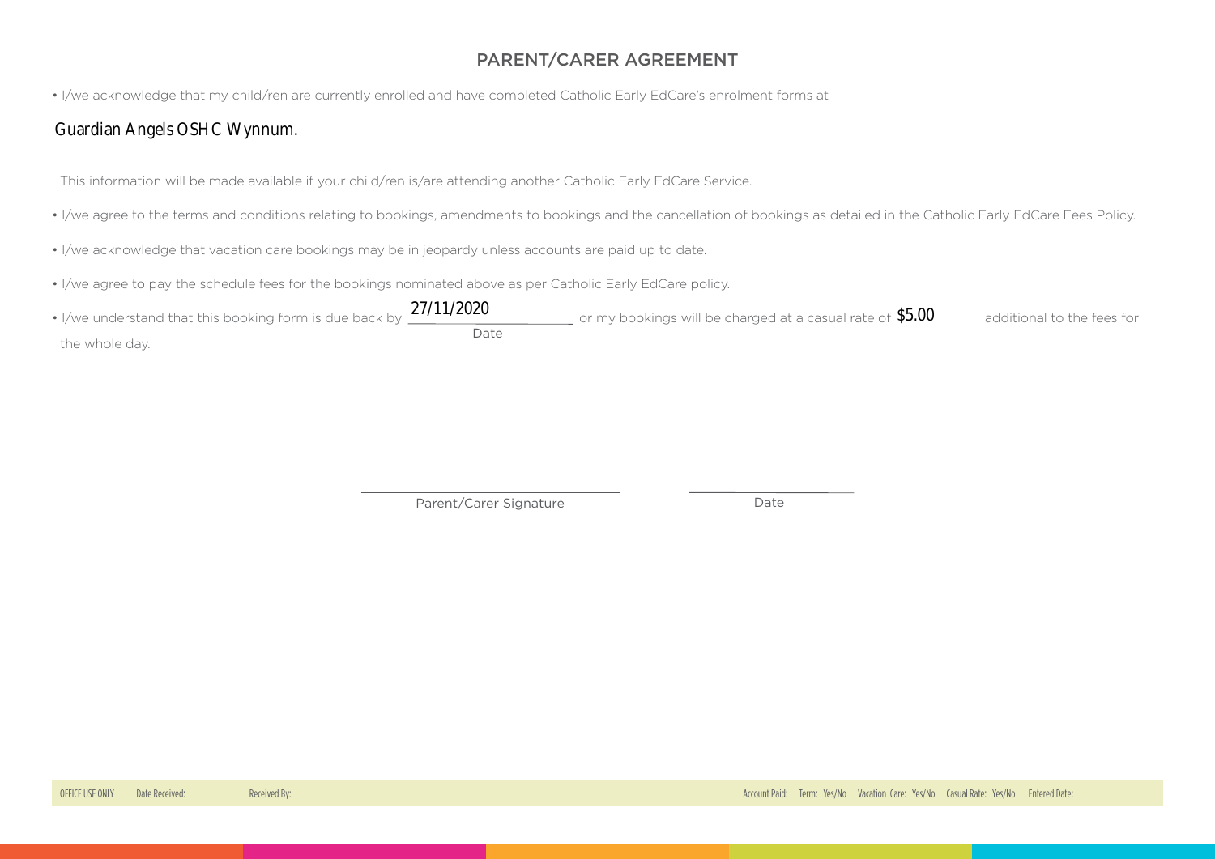# PARENT/CARER AGREEMENT

- I/we acknowledge that my child/ren are currently enrolled and have completed Catholic Early EdCare's enrolment forms at

Guardian Angels OSHC Wynnum.

This information will be made available if your child/ren is/are attending another Catholic Early EdCare Service.

- I/we agree to the terms and conditions relating to bookings, amendments to bookings and the cancellation of bookings as detailed in the Catholic Early EdCare Fees Policy.
- I/we acknowledge that vacation care bookings may be in jeopardy unless accounts are paid up to date.
- I/we agree to pay the schedule fees for the bookings nominated above as per Catholic Early EdCare policy.
- I/we understand that this booking form is due back by 27/11/2020 (Date) or my bookings will be charged at a casual rate of $5.00 additional to the fees for the whole day.

Parent/Carer Signature ____________________ Date ____________

OFFICE USE ONLY Date Received: Received By: Account Paid: Term: Yes/No Vacation Care: Yes/No Casual Rate: Yes/No Entered Date: